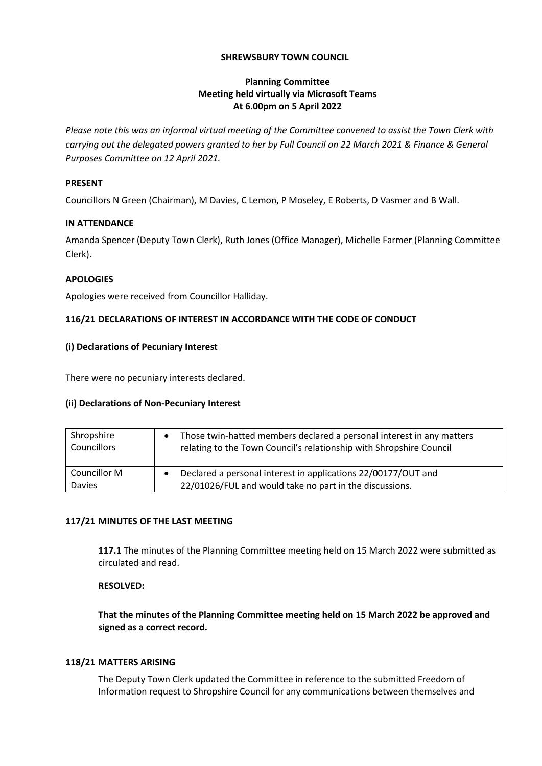**SHREWSBURY TOWN COUNCIL**

**Planning Committee**
**Meeting held virtually via Microsoft Teams**
**At 6.00pm on 5 April 2022**

*Please note this was an informal virtual meeting of the Committee convened to assist the Town Clerk with carrying out the delegated powers granted to her by Full Council on 22 March 2021 & Finance & General Purposes Committee on 12 April 2021.*

**PRESENT**

Councillors N Green (Chairman), M Davies, C Lemon, P Moseley, E Roberts, D Vasmer and B Wall.

**IN ATTENDANCE**

Amanda Spencer (Deputy Town Clerk), Ruth Jones (Office Manager), Michelle Farmer (Planning Committee Clerk).

**APOLOGIES**

Apologies were received from Councillor Halliday.

**116/21 DECLARATIONS OF INTEREST IN ACCORDANCE WITH THE CODE OF CONDUCT**

**(i) Declarations of Pecuniary Interest**

There were no pecuniary interests declared.

**(ii) Declarations of Non-Pecuniary Interest**

| | |
|---|---|
| Shropshire Councillors | • Those twin-hatted members declared a personal interest in any matters relating to the Town Council's relationship with Shropshire Council |
| Councillor M Davies | • Declared a personal interest in applications 22/00177/OUT and 22/01026/FUL and would take no part in the discussions. |

**117/21 MINUTES OF THE LAST MEETING**

**117.1** The minutes of the Planning Committee meeting held on 15 March 2022 were submitted as circulated and read.

**RESOLVED:**

**That the minutes of the Planning Committee meeting held on 15 March 2022 be approved and signed as a correct record.**

**118/21 MATTERS ARISING**

The Deputy Town Clerk updated the Committee in reference to the submitted Freedom of Information request to Shropshire Council for any communications between themselves and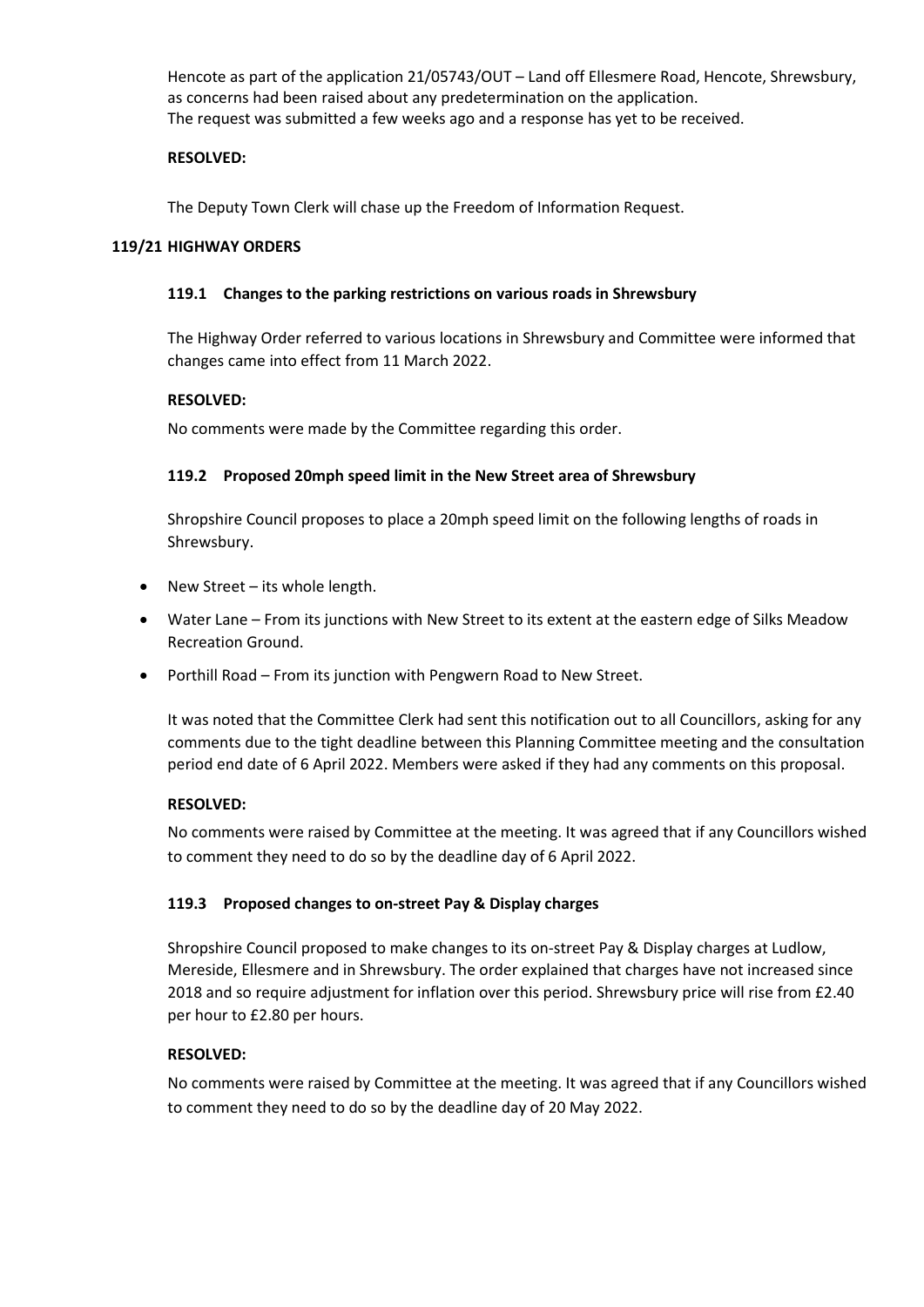Hencote as part of the application 21/05743/OUT – Land off Ellesmere Road, Hencote, Shrewsbury, as concerns had been raised about any predetermination on the application.
The request was submitted a few weeks ago and a response has yet to be received.

**RESOLVED:**

The Deputy Town Clerk will chase up the Freedom of Information Request.

**119/21 HIGHWAY ORDERS**

**119.1 Changes to the parking restrictions on various roads in Shrewsbury**

The Highway Order referred to various locations in Shrewsbury and Committee were informed that changes came into effect from 11 March 2022.

**RESOLVED:**

No comments were made by the Committee regarding this order.

**119.2 Proposed 20mph speed limit in the New Street area of Shrewsbury**

Shropshire Council proposes to place a 20mph speed limit on the following lengths of roads in Shrewsbury.

- New Street – its whole length.
- Water Lane – From its junctions with New Street to its extent at the eastern edge of Silks Meadow Recreation Ground.
- Porthill Road – From its junction with Pengwern Road to New Street.

It was noted that the Committee Clerk had sent this notification out to all Councillors, asking for any comments due to the tight deadline between this Planning Committee meeting and the consultation period end date of 6 April 2022. Members were asked if they had any comments on this proposal.

**RESOLVED:**

No comments were raised by Committee at the meeting. It was agreed that if any Councillors wished to comment they need to do so by the deadline day of 6 April 2022.

**119.3 Proposed changes to on-street Pay & Display charges**

Shropshire Council proposed to make changes to its on-street Pay & Display charges at Ludlow, Mereside, Ellesmere and in Shrewsbury. The order explained that charges have not increased since 2018 and so require adjustment for inflation over this period. Shrewsbury price will rise from £2.40 per hour to £2.80 per hours.

**RESOLVED:**

No comments were raised by Committee at the meeting. It was agreed that if any Councillors wished to comment they need to do so by the deadline day of 20 May 2022.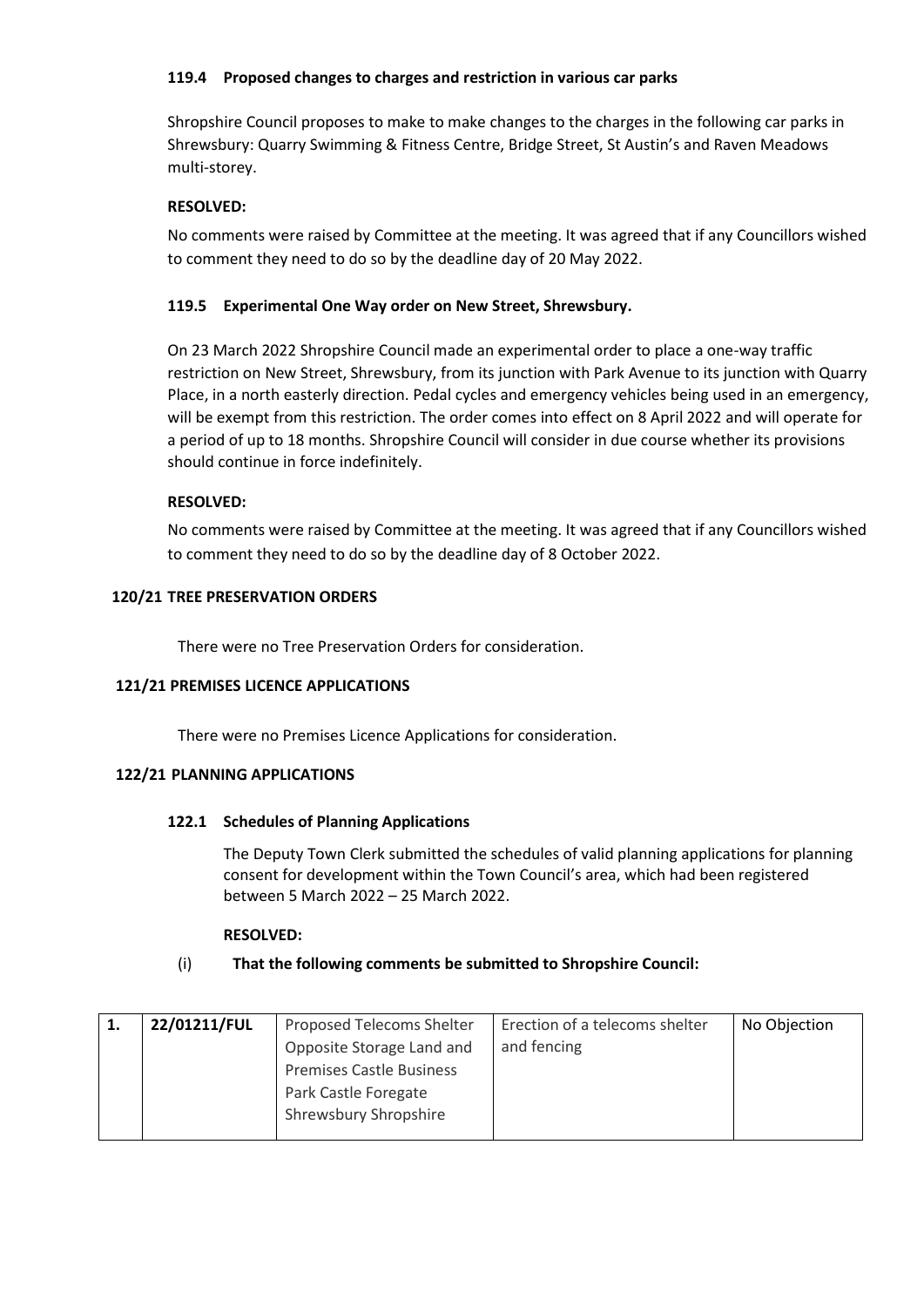#### 119.4 Proposed changes to charges and restriction in various car parks

Shropshire Council proposes to make to make changes to the charges in the following car parks in Shrewsbury: Quarry Swimming & Fitness Centre, Bridge Street, St Austin's and Raven Meadows multi-storey.

**RESOLVED:**

No comments were raised by Committee at the meeting. It was agreed that if any Councillors wished to comment they need to do so by the deadline day of 20 May 2022.

#### 119.5 Experimental One Way order on New Street, Shrewsbury.

On 23 March 2022 Shropshire Council made an experimental order to place a one-way traffic restriction on New Street, Shrewsbury, from its junction with Park Avenue to its junction with Quarry Place, in a north easterly direction. Pedal cycles and emergency vehicles being used in an emergency, will be exempt from this restriction. The order comes into effect on 8 April 2022 and will operate for a period of up to 18 months. Shropshire Council will consider in due course whether its provisions should continue in force indefinitely.

**RESOLVED:**

No comments were raised by Committee at the meeting. It was agreed that if any Councillors wished to comment they need to do so by the deadline day of 8 October 2022.

### 120/21 TREE PRESERVATION ORDERS

There were no Tree Preservation Orders for consideration.

### 121/21 PREMISES LICENCE APPLICATIONS

There were no Premises Licence Applications for consideration.

### 122/21 PLANNING APPLICATIONS

#### 122.1 Schedules of Planning Applications

The Deputy Town Clerk submitted the schedules of valid planning applications for planning consent for development within the Town Council's area, which had been registered between 5 March 2022 – 25 March 2022.

**RESOLVED:**

(i) **That the following comments be submitted to Shropshire Council:**

| | | | | |
|---|---|---|---|---|
| **1.** | **22/01211/FUL** | Proposed Telecoms Shelter Opposite Storage Land and Premises Castle Business Park Castle Foregate Shrewsbury Shropshire | Erection of a telecoms shelter and fencing | No Objection |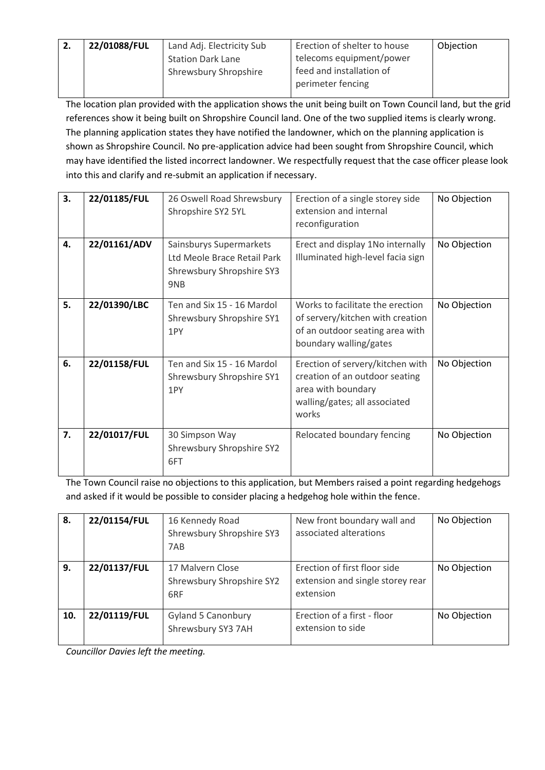| 2. | 22/01088/FUL | Land Adj. Electricity Sub Station Dark Lane Shrewsbury Shropshire | Erection of shelter to house telecoms equipment/power feed and installation of perimeter fencing | Objection |
|---|---|---|---|---|

The location plan provided with the application shows the unit being built on Town Council land, but the grid references show it being built on Shropshire Council land. One of the two supplied items is clearly wrong. The planning application states they have notified the landowner, which on the planning application is shown as Shropshire Council. No pre-application advice had been sought from Shropshire Council, which may have identified the listed incorrect landowner. We respectfully request that the case officer please look into this and clarify and re-submit an application if necessary.

| 3. | 22/01185/FUL | 26 Oswell Road Shrewsbury Shropshire SY2 5YL | Erection of a single storey side extension and internal reconfiguration | No Objection |
|---|---|---|---|---|
| 4. | 22/01161/ADV | Sainsburys Supermarkets Ltd Meole Brace Retail Park Shrewsbury Shropshire SY3 9NB | Erect and display 1No internally Illuminated high-level facia sign | No Objection |
| 5. | 22/01390/LBC | Ten and Six 15 - 16 Mardol Shrewsbury Shropshire SY1 1PY | Works to facilitate the erection of servery/kitchen with creation of an outdoor seating area with boundary walling/gates | No Objection |
| 6. | 22/01158/FUL | Ten and Six 15 - 16 Mardol Shrewsbury Shropshire SY1 1PY | Erection of servery/kitchen with creation of an outdoor seating area with boundary walling/gates; all associated works | No Objection |
| 7. | 22/01017/FUL | 30 Simpson Way Shrewsbury Shropshire SY2 6FT | Relocated boundary fencing | No Objection |

The Town Council raise no objections to this application, but Members raised a point regarding hedgehogs and asked if it would be possible to consider placing a hedgehog hole within the fence.

| 8. | 22/01154/FUL | 16 Kennedy Road Shrewsbury Shropshire SY3 7AB | New front boundary wall and associated alterations | No Objection |
|---|---|---|---|---|
| 9. | 22/01137/FUL | 17 Malvern Close Shrewsbury Shropshire SY2 6RF | Erection of first floor side extension and single storey rear extension | No Objection |
| 10. | 22/01119/FUL | Gyland 5 Canonbury Shrewsbury SY3 7AH | Erection of a first - floor extension to side | No Objection |

*Councillor Davies left the meeting.*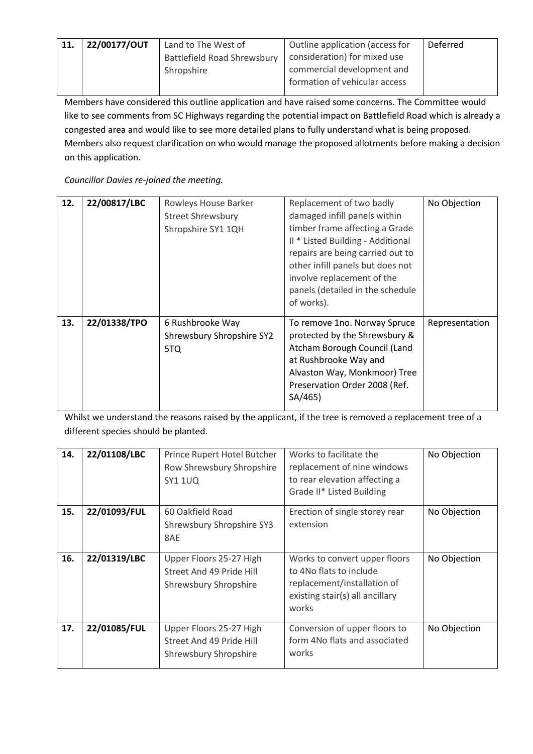| 11. | 22/00177/OUT | Land to The West of Battlefield Road Shrewsbury Shropshire | Outline application (access for consideration) for mixed use commercial development and formation of vehicular access | Deferred |
|---|---|---|---|---|

Members have considered this outline application and have raised some concerns. The Committee would like to see comments from SC Highways regarding the potential impact on Battlefield Road which is already a congested area and would like to see more detailed plans to fully understand what is being proposed. Members also request clarification on who would manage the proposed allotments before making a decision on this application.

*Councillor Davies re-joined the meeting.*

| 12. | 22/00817/LBC | Rowleys House Barker Street Shrewsbury Shropshire SY1 1QH | Replacement of two badly damaged infill panels within timber frame affecting a Grade II * Listed Building - Additional repairs are being carried out to other infill panels but does not involve replacement of the panels (detailed in the schedule of works). | No Objection |
|---|---|---|---|---|
| 13. | 22/01338/TPO | 6 Rushbrooke Way Shrewsbury Shropshire SY2 5TQ | To remove 1no. Norway Spruce protected by the Shrewsbury & Atcham Borough Council (Land at Rushbrooke Way and Alvaston Way, Monkmoor) Tree Preservation Order 2008 (Ref. SA/465) | Representation |

Whilst we understand the reasons raised by the applicant, if the tree is removed a replacement tree of a different species should be planted.

| 14. | 22/01108/LBC | Prince Rupert Hotel Butcher Row Shrewsbury Shropshire SY1 1UQ | Works to facilitate the replacement of nine windows to rear elevation affecting a Grade II* Listed Building | No Objection |
|---|---|---|---|---|
| 15. | 22/01093/FUL | 60 Oakfield Road Shrewsbury Shropshire SY3 8AE | Erection of single storey rear extension | No Objection |
| 16. | 22/01319/LBC | Upper Floors 25-27 High Street And 49 Pride Hill Shrewsbury Shropshire | Works to convert upper floors to 4No flats to include replacement/installation of existing stair(s) all ancillary works | No Objection |
| 17. | 22/01085/FUL | Upper Floors 25-27 High Street And 49 Pride Hill Shrewsbury Shropshire | Conversion of upper floors to form 4No flats and associated works | No Objection |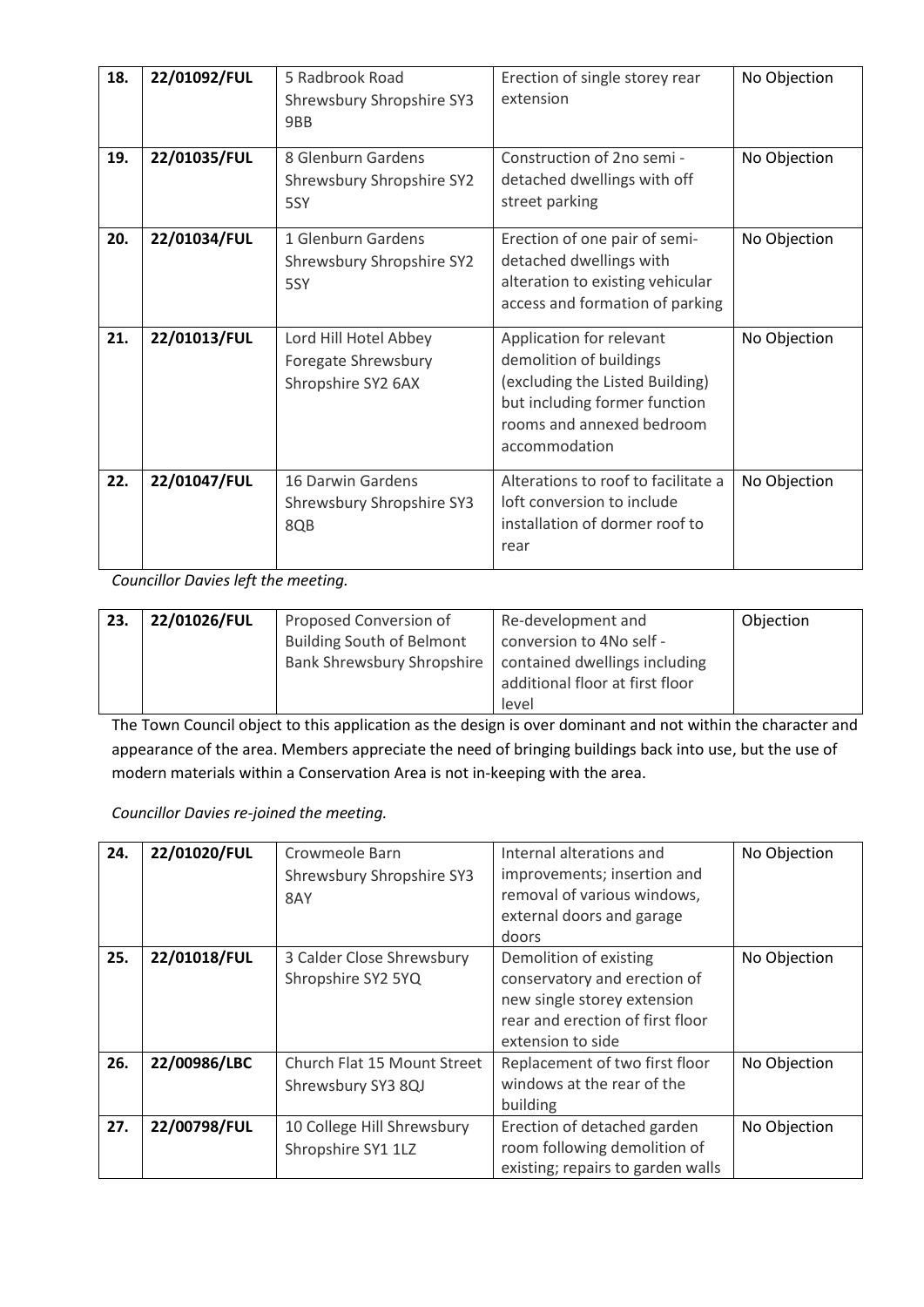| 18. | 22/01092/FUL | 5 Radbrook Road Shrewsbury Shropshire SY3 9BB | Erection of single storey rear extension | No Objection |
|---|---|---|---|---|
| 19. | 22/01035/FUL | 8 Glenburn Gardens Shrewsbury Shropshire SY2 5SY | Construction of 2no semi - detached dwellings with off street parking | No Objection |
| 20. | 22/01034/FUL | 1 Glenburn Gardens Shrewsbury Shropshire SY2 5SY | Erection of one pair of semi-detached dwellings with alteration to existing vehicular access and formation of parking | No Objection |
| 21. | 22/01013/FUL | Lord Hill Hotel Abbey Foregate Shrewsbury Shropshire SY2 6AX | Application for relevant demolition of buildings (excluding the Listed Building) but including former function rooms and annexed bedroom accommodation | No Objection |
| 22. | 22/01047/FUL | 16 Darwin Gardens Shrewsbury Shropshire SY3 8QB | Alterations to roof to facilitate a loft conversion to include installation of dormer roof to rear | No Objection |

*Councillor Davies left the meeting.*

| 23. | 22/01026/FUL | Proposed Conversion of Building South of Belmont Bank Shrewsbury Shropshire | Re-development and conversion to 4No self - contained dwellings including additional floor at first floor level | Objection |
|---|---|---|---|---|

The Town Council object to this application as the design is over dominant and not within the character and appearance of the area. Members appreciate the need of bringing buildings back into use, but the use of modern materials within a Conservation Area is not in-keeping with the area.

*Councillor Davies re-joined the meeting.*

| 24. | 22/01020/FUL | Crowmeole Barn Shrewsbury Shropshire SY3 8AY | Internal alterations and improvements; insertion and removal of various windows, external doors and garage doors | No Objection |
|---|---|---|---|---|
| 25. | 22/01018/FUL | 3 Calder Close Shrewsbury Shropshire SY2 5YQ | Demolition of existing conservatory and erection of new single storey extension rear and erection of first floor extension to side | No Objection |
| 26. | 22/00986/LBC | Church Flat 15 Mount Street Shrewsbury SY3 8QJ | Replacement of two first floor windows at the rear of the building | No Objection |
| 27. | 22/00798/FUL | 10 College Hill Shrewsbury Shropshire SY1 1LZ | Erection of detached garden room following demolition of existing; repairs to garden walls | No Objection |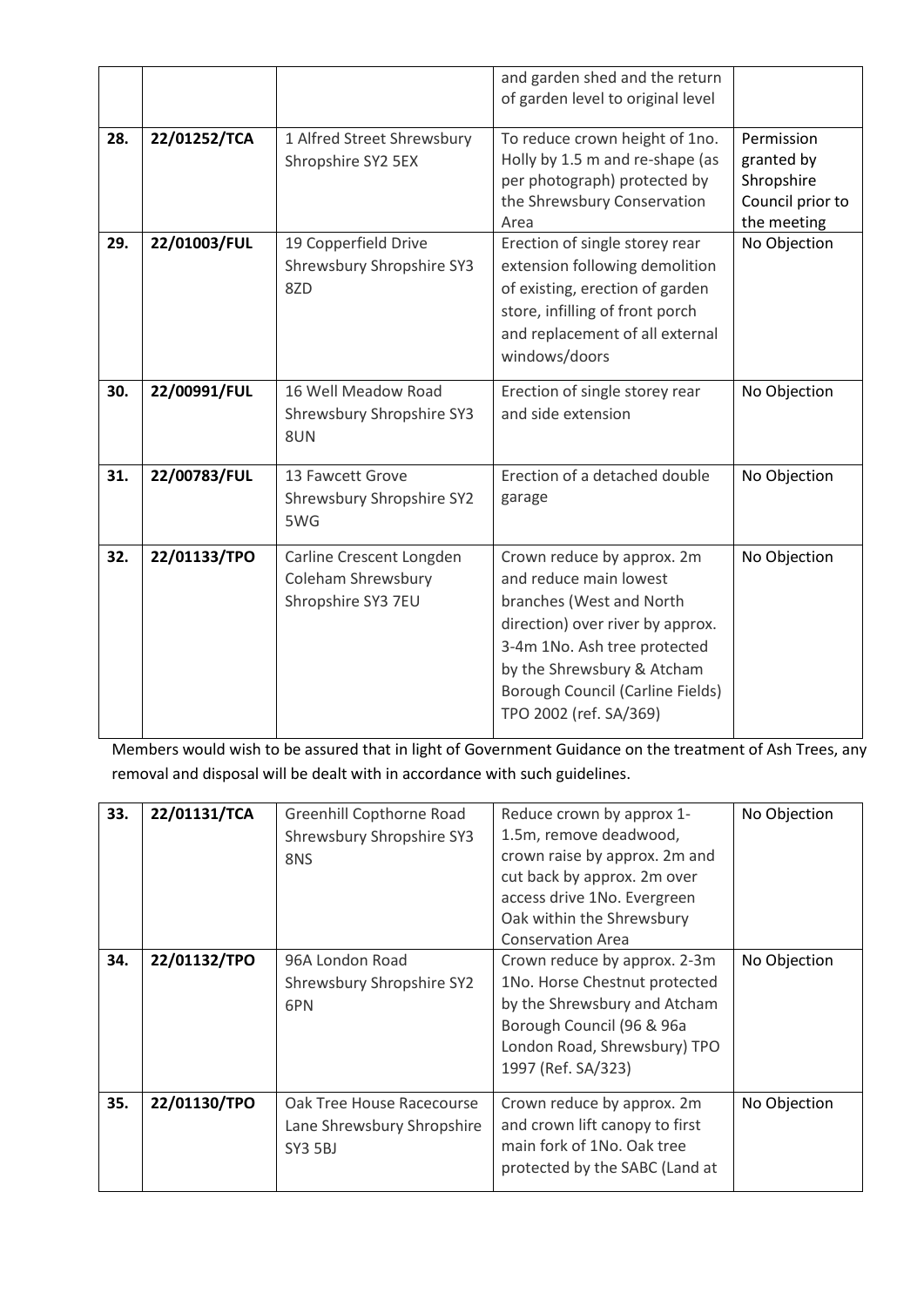| | | | | |
|---|---|---|---|---|
| | | | and garden shed and the return of garden level to original level | |
| 28. | 22/01252/TCA | 1 Alfred Street Shrewsbury Shropshire SY2 5EX | To reduce crown height of 1no. Holly by 1.5 m and re-shape (as per photograph) protected by the Shrewsbury Conservation Area | Permission granted by Shropshire Council prior to the meeting |
| 29. | 22/01003/FUL | 19 Copperfield Drive Shrewsbury Shropshire SY3 8ZD | Erection of single storey rear extension following demolition of existing, erection of garden store, infilling of front porch and replacement of all external windows/doors | No Objection |
| 30. | 22/00991/FUL | 16 Well Meadow Road Shrewsbury Shropshire SY3 8UN | Erection of single storey rear and side extension | No Objection |
| 31. | 22/00783/FUL | 13 Fawcett Grove Shrewsbury Shropshire SY2 5WG | Erection of a detached double garage | No Objection |
| 32. | 22/01133/TPO | Carline Crescent Longden Coleham Shrewsbury Shropshire SY3 7EU | Crown reduce by approx. 2m and reduce main lowest branches (West and North direction) over river by approx. 3-4m 1No. Ash tree protected by the Shrewsbury & Atcham Borough Council (Carline Fields) TPO 2002 (ref. SA/369) | No Objection |

Members would wish to be assured that in light of Government Guidance on the treatment of Ash Trees, any removal and disposal will be dealt with in accordance with such guidelines.

| | | | | |
|---|---|---|---|---|
| 33. | 22/01131/TCA | Greenhill Copthorne Road Shrewsbury Shropshire SY3 8NS | Reduce crown by approx 1-1.5m, remove deadwood, crown raise by approx. 2m and cut back by approx. 2m over access drive 1No. Evergreen Oak within the Shrewsbury Conservation Area | No Objection |
| 34. | 22/01132/TPO | 96A London Road Shrewsbury Shropshire SY2 6PN | Crown reduce by approx. 2-3m 1No. Horse Chestnut protected by the Shrewsbury and Atcham Borough Council (96 & 96a London Road, Shrewsbury) TPO 1997 (Ref. SA/323) | No Objection |
| 35. | 22/01130/TPO | Oak Tree House Racecourse Lane Shrewsbury Shropshire SY3 5BJ | Crown reduce by approx. 2m and crown lift canopy to first main fork of 1No. Oak tree protected by the SABC (Land at | No Objection |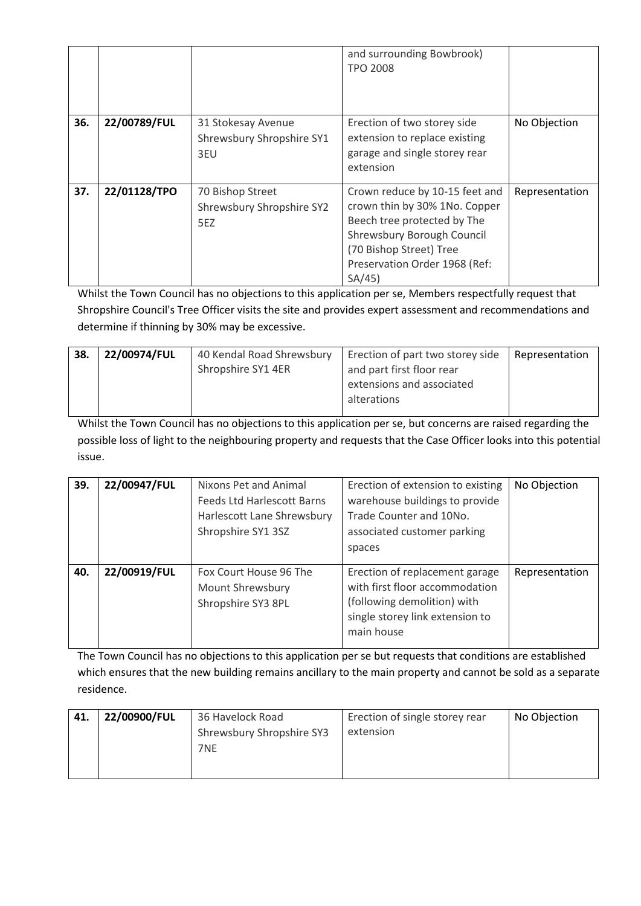|  |  |  | and surrounding Bowbrook) TPO 2008 |  |
|---|---|---|---|---|
| **36.** | **22/00789/FUL** | 31 Stokesay Avenue Shrewsbury Shropshire SY1 3EU | Erection of two storey side extension to replace existing garage and single storey rear extension | No Objection |
| **37.** | **22/01128/TPO** | 70 Bishop Street Shrewsbury Shropshire SY2 5EZ | Crown reduce by 10-15 feet and crown thin by 30% 1No. Copper Beech tree protected by The Shrewsbury Borough Council (70 Bishop Street) Tree Preservation Order 1968 (Ref: SA/45) | Representation |

Whilst the Town Council has no objections to this application per se, Members respectfully request that Shropshire Council's Tree Officer visits the site and provides expert assessment and recommendations and determine if thinning by 30% may be excessive.

| **38.** | **22/00974/FUL** | 40 Kendal Road Shrewsbury Shropshire SY1 4ER | Erection of part two storey side and part first floor rear extensions and associated alterations | Representation |
|---|---|---|---|---|

Whilst the Town Council has no objections to this application per se, but concerns are raised regarding the possible loss of light to the neighbouring property and requests that the Case Officer looks into this potential issue.

| **39.** | **22/00947/FUL** | Nixons Pet and Animal Feeds Ltd Harlescott Barns Harlescott Lane Shrewsbury Shropshire SY1 3SZ | Erection of extension to existing warehouse buildings to provide Trade Counter and 10No. associated customer parking spaces | No Objection |
|---|---|---|---|---|
| **40.** | **22/00919/FUL** | Fox Court House 96 The Mount Shrewsbury Shropshire SY3 8PL | Erection of replacement garage with first floor accommodation (following demolition) with single storey link extension to main house | Representation |

The Town Council has no objections to this application per se but requests that conditions are established which ensures that the new building remains ancillary to the main property and cannot be sold as a separate residence.

| **41.** | **22/00900/FUL** | 36 Havelock Road Shrewsbury Shropshire SY3 7NE | Erection of single storey rear extension | No Objection |
|---|---|---|---|---|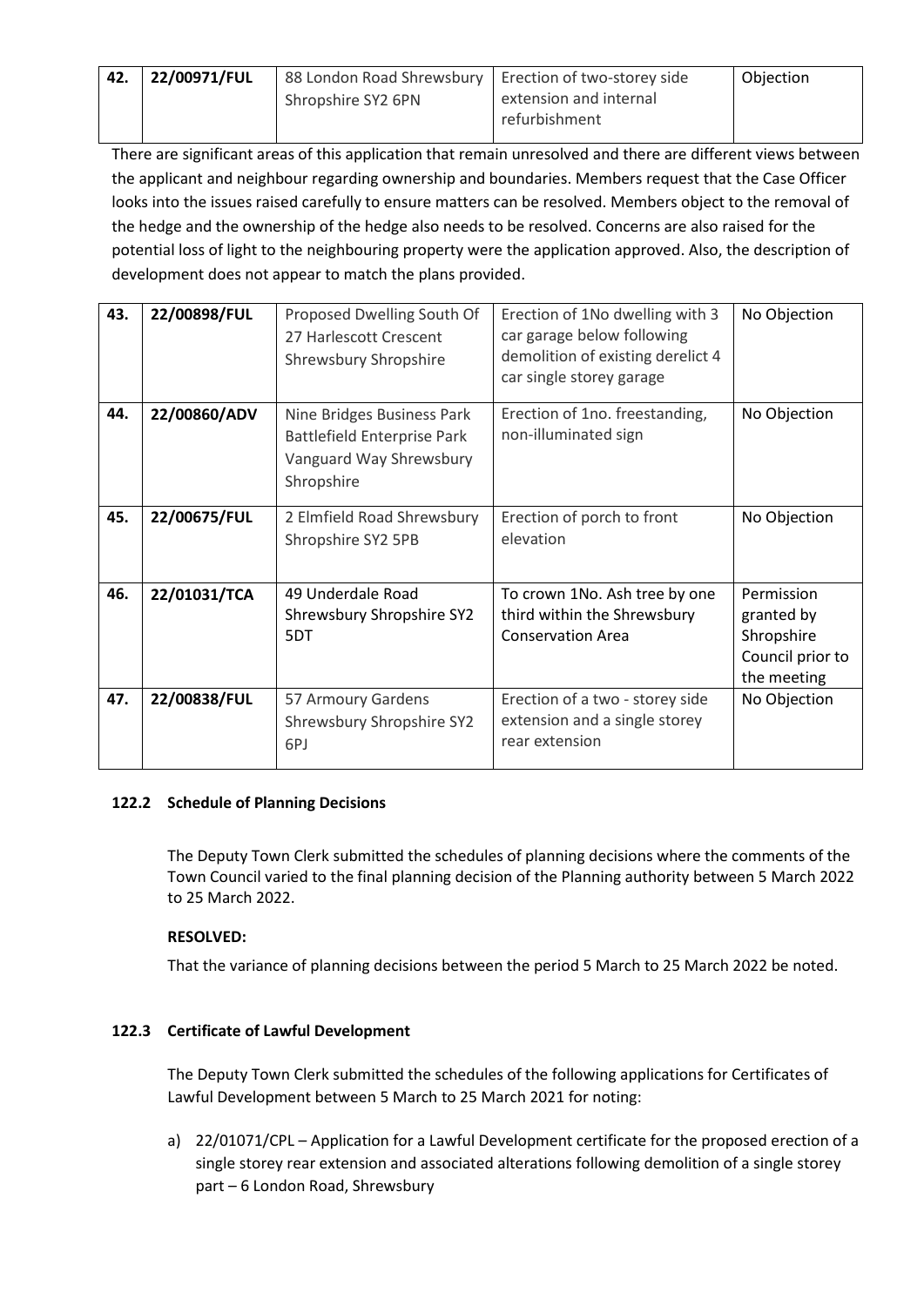| 42. | 22/00971/FUL | 88 London Road Shrewsbury Shropshire SY2 6PN | Erection of two-storey side extension and internal refurbishment | Objection |
|---|---|---|---|---|

There are significant areas of this application that remain unresolved and there are different views between the applicant and neighbour regarding ownership and boundaries. Members request that the Case Officer looks into the issues raised carefully to ensure matters can be resolved. Members object to the removal of the hedge and the ownership of the hedge also needs to be resolved. Concerns are also raised for the potential loss of light to the neighbouring property were the application approved. Also, the description of development does not appear to match the plans provided.

| 43. | 22/00898/FUL | Proposed Dwelling South Of 27 Harlescott Crescent Shrewsbury Shropshire | Erection of 1No dwelling with 3 car garage below following demolition of existing derelict 4 car single storey garage | No Objection |
|---|---|---|---|---|
| 44. | 22/00860/ADV | Nine Bridges Business Park Battlefield Enterprise Park Vanguard Way Shrewsbury Shropshire | Erection of 1no. freestanding, non-illuminated sign | No Objection |
| 45. | 22/00675/FUL | 2 Elmfield Road Shrewsbury Shropshire SY2 5PB | Erection of porch to front elevation | No Objection |
| 46. | 22/01031/TCA | 49 Underdale Road Shrewsbury Shropshire SY2 5DT | To crown 1No. Ash tree by one third within the Shrewsbury Conservation Area | Permission granted by Shropshire Council prior to the meeting |
| 47. | 22/00838/FUL | 57 Armoury Gardens Shrewsbury Shropshire SY2 6PJ | Erection of a two - storey side extension and a single storey rear extension | No Objection |

### 122.2 Schedule of Planning Decisions

The Deputy Town Clerk submitted the schedules of planning decisions where the comments of the Town Council varied to the final planning decision of the Planning authority between 5 March 2022 to 25 March 2022.

**RESOLVED:**

That the variance of planning decisions between the period 5 March to 25 March 2022 be noted.

### 122.3 Certificate of Lawful Development

The Deputy Town Clerk submitted the schedules of the following applications for Certificates of Lawful Development between 5 March to 25 March 2021 for noting:

a) 22/01071/CPL – Application for a Lawful Development certificate for the proposed erection of a single storey rear extension and associated alterations following demolition of a single storey part – 6 London Road, Shrewsbury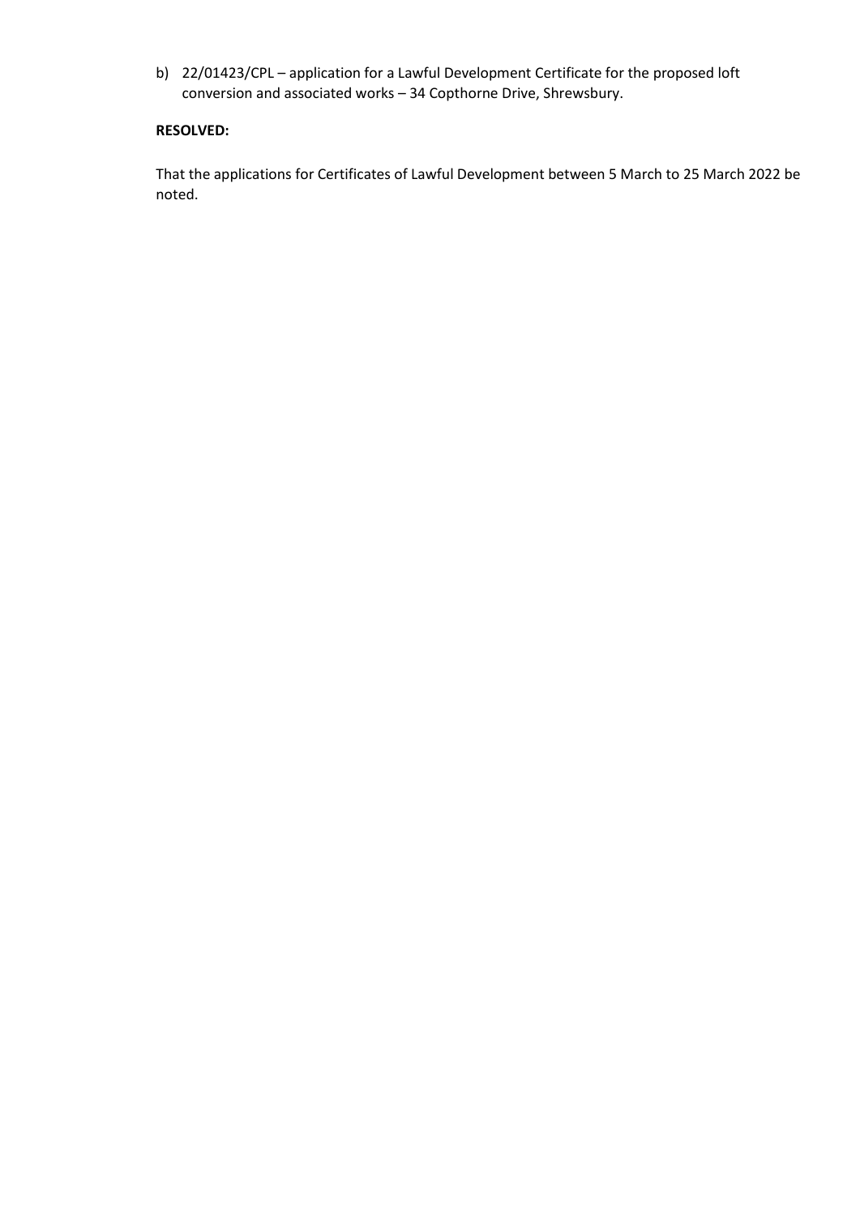b) 22/01423/CPL – application for a Lawful Development Certificate for the proposed loft conversion and associated works – 34 Copthorne Drive, Shrewsbury.

**RESOLVED:**

That the applications for Certificates of Lawful Development between 5 March to 25 March 2022 be noted.